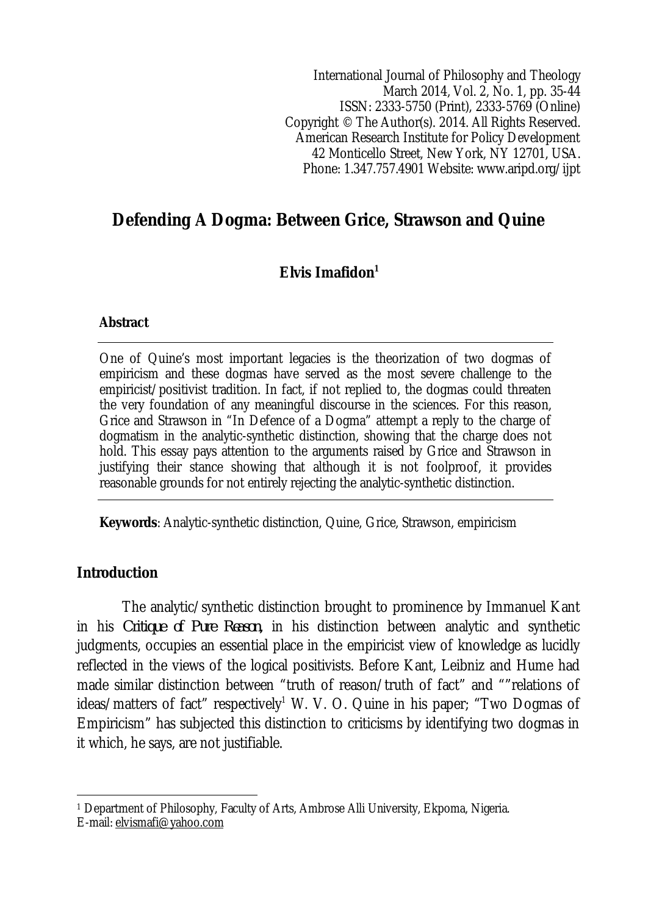# Defending A Dogma: Between Grice, Strawson and Quine

**Elvis Imafidon**[1]

**Abstract**

One of Quine's most important legacies is the theorization of two dogmas of empiricism and these dogmas have served as the most severe challenge to the empiricist/positivist tradition. In fact, if not replied to, the dogmas could threaten the very foundation of any meaningful discourse in the sciences. For this reason, Grice and Strawson in "In Defence of a Dogma" attempt a reply to the charge of dogmatism in the analytic-synthetic distinction, showing that the charge does not hold. This essay pays attention to the arguments raised by Grice and Strawson in justifying their stance showing that although it is not foolproof, it provides reasonable grounds for not entirely rejecting the analytic-synthetic distinction.

**Keywords**: Analytic-synthetic distinction, Quine, Grice, Strawson, empiricism

## Introduction

The analytic/synthetic distinction brought to prominence by Immanuel Kant in his *Critique of Pure Reason*, in his distinction between analytic and synthetic judgments, occupies an essential place in the empiricist view of knowledge as lucidly reflected in the views of the logical positivists. Before Kant, Leibniz and Hume had made similar distinction between "truth of reason/truth of fact" and ""relations of ideas/matters of fact" respectively[1] W. V. O. Quine in his paper; "Two Dogmas of Empiricism" has subjected this distinction to criticisms by identifying two dogmas in it which, he says, are not justifiable.

---

[1] Department of Philosophy, Faculty of Arts, Ambrose Alli University, Ekpoma, Nigeria.
E-mail: elvismafi@yahoo.com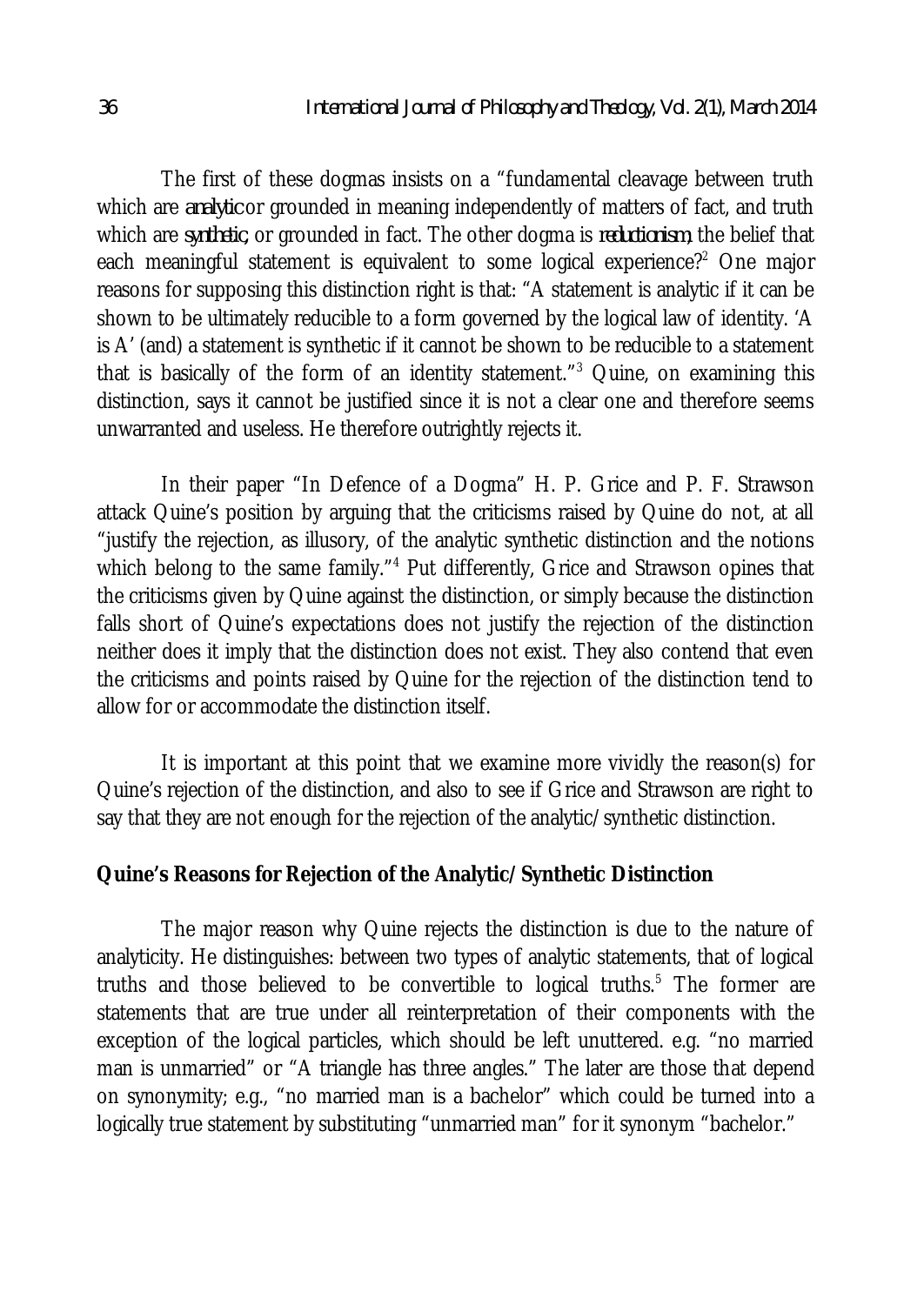The first of these dogmas insists on a "fundamental cleavage between truth which are *analytic* or grounded in meaning independently of matters of fact, and truth which are *synthetic*, or grounded in fact. The other dogma is *reductionism*, the belief that each meaningful statement is equivalent to some logical experience?[2] One major reasons for supposing this distinction right is that: "A statement is analytic if it can be shown to be ultimately reducible to a form governed by the logical law of identity. 'A is A' (and) a statement is synthetic if it cannot be shown to be reducible to a statement that is basically of the form of an identity statement."[3] Quine, on examining this distinction, says it cannot be justified since it is not a clear one and therefore seems unwarranted and useless. He therefore outrightly rejects it.

In their paper "In Defence of a Dogma" H. P. Grice and P. F. Strawson attack Quine's position by arguing that the criticisms raised by Quine do not, at all "justify the rejection, as illusory, of the analytic synthetic distinction and the notions which belong to the same family."[4] Put differently, Grice and Strawson opines that the criticisms given by Quine against the distinction, or simply because the distinction falls short of Quine's expectations does not justify the rejection of the distinction neither does it imply that the distinction does not exist. They also contend that even the criticisms and points raised by Quine for the rejection of the distinction tend to allow for or accommodate the distinction itself.

It is important at this point that we examine more vividly the reason(s) for Quine's rejection of the distinction, and also to see if Grice and Strawson are right to say that they are not enough for the rejection of the analytic/synthetic distinction.

## Quine's Reasons for Rejection of the Analytic/Synthetic Distinction

The major reason why Quine rejects the distinction is due to the nature of analyticity. He distinguishes: between two types of analytic statements, that of logical truths and those believed to be convertible to logical truths.[5] The former are statements that are true under all reinterpretation of their components with the exception of the logical particles, which should be left unuttered. e.g. "no married man is unmarried" or "A triangle has three angles." The later are those that depend on synonymity; e.g., "no married man is a bachelor" which could be turned into a logically true statement by substituting "unmarried man" for it synonym "bachelor."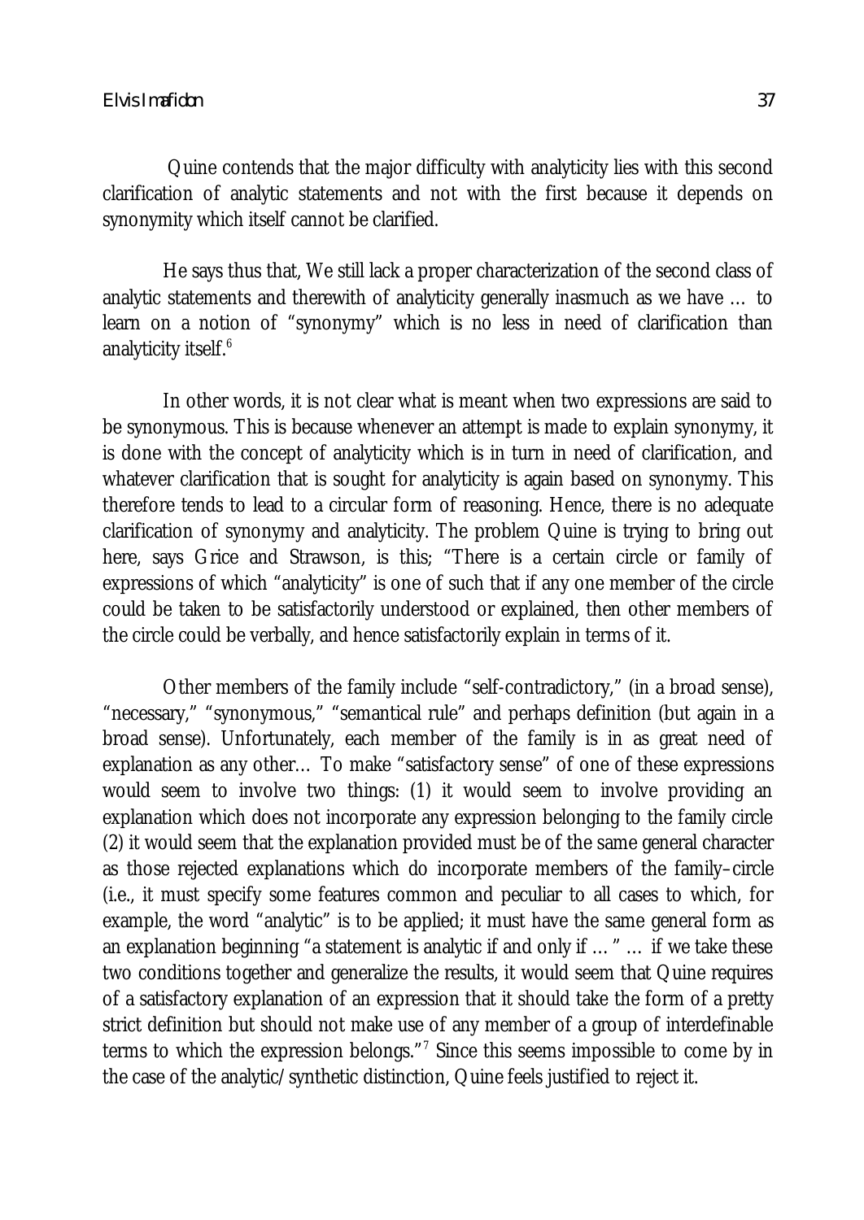Quine contends that the major difficulty with analyticity lies with this second clarification of analytic statements and not with the first because it depends on synonymity which itself cannot be clarified.

He says thus that, We still lack a proper characterization of the second class of analytic statements and therewith of analyticity generally inasmuch as we have … to learn on a notion of "synonymy" which is no less in need of clarification than analyticity itself.[6]

In other words, it is not clear what is meant when two expressions are said to be synonymous. This is because whenever an attempt is made to explain synonymy, it is done with the concept of analyticity which is in turn in need of clarification, and whatever clarification that is sought for analyticity is again based on synonymy. This therefore tends to lead to a circular form of reasoning. Hence, there is no adequate clarification of synonymy and analyticity. The problem Quine is trying to bring out here, says Grice and Strawson, is this; "There is a certain circle or family of expressions of which "analyticity" is one of such that if any one member of the circle could be taken to be satisfactorily understood or explained, then other members of the circle could be verbally, and hence satisfactorily explain in terms of it.

Other members of the family include "self-contradictory," (in a broad sense), "necessary," "synonymous," "semantical rule" and perhaps definition (but again in a broad sense). Unfortunately, each member of the family is in as great need of explanation as any other… To make "satisfactory sense" of one of these expressions would seem to involve two things: (1) it would seem to involve providing an explanation which does not incorporate any expression belonging to the family circle (2) it would seem that the explanation provided must be of the same general character as those rejected explanations which do incorporate members of the family–circle (i.e., it must specify some features common and peculiar to all cases to which, for example, the word "analytic" is to be applied; it must have the same general form as an explanation beginning "a statement is analytic if and only if … " … if we take these two conditions together and generalize the results, it would seem that Quine requires of a satisfactory explanation of an expression that it should take the form of a pretty strict definition but should not make use of any member of a group of interdefinable terms to which the expression belongs."[7] Since this seems impossible to come by in the case of the analytic/synthetic distinction, Quine feels justified to reject it.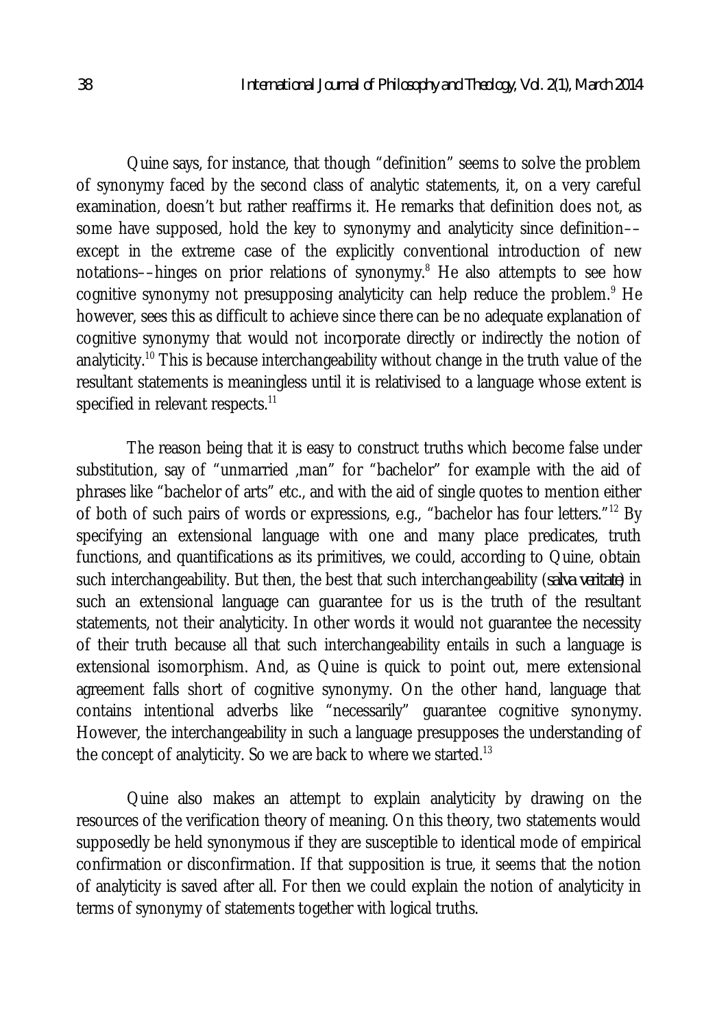Quine says, for instance, that though "definition" seems to solve the problem of synonymy faced by the second class of analytic statements, it, on a very careful examination, doesn't but rather reaffirms it. He remarks that definition does not, as some have supposed, hold the key to synonymy and analyticity since definition––except in the extreme case of the explicitly conventional introduction of new notations––hinges on prior relations of synonymy.[8] He also attempts to see how cognitive synonymy not presupposing analyticity can help reduce the problem.[9] He however, sees this as difficult to achieve since there can be no adequate explanation of cognitive synonymy that would not incorporate directly or indirectly the notion of analyticity.[10] This is because interchangeability without change in the truth value of the resultant statements is meaningless until it is relativised to a language whose extent is specified in relevant respects.[11]

The reason being that it is easy to construct truths which become false under substitution, say of "unmarried ,man" for "bachelor" for example with the aid of phrases like "bachelor of arts" etc., and with the aid of single quotes to mention either of both of such pairs of words or expressions, e.g., "bachelor has four letters."[12] By specifying an extensional language with one and many place predicates, truth functions, and quantifications as its primitives, we could, according to Quine, obtain such interchangeability. But then, the best that such interchangeability (*salva veritate*) in such an extensional language can guarantee for us is the truth of the resultant statements, not their analyticity. In other words it would not guarantee the necessity of their truth because all that such interchangeability entails in such a language is extensional isomorphism. And, as Quine is quick to point out, mere extensional agreement falls short of cognitive synonymy. On the other hand, language that contains intentional adverbs like "necessarily" guarantee cognitive synonymy. However, the interchangeability in such a language presupposes the understanding of the concept of analyticity. So we are back to where we started.[13]

Quine also makes an attempt to explain analyticity by drawing on the resources of the verification theory of meaning. On this theory, two statements would supposedly be held synonymous if they are susceptible to identical mode of empirical confirmation or disconfirmation. If that supposition is true, it seems that the notion of analyticity is saved after all. For then we could explain the notion of analyticity in terms of synonymy of statements together with logical truths.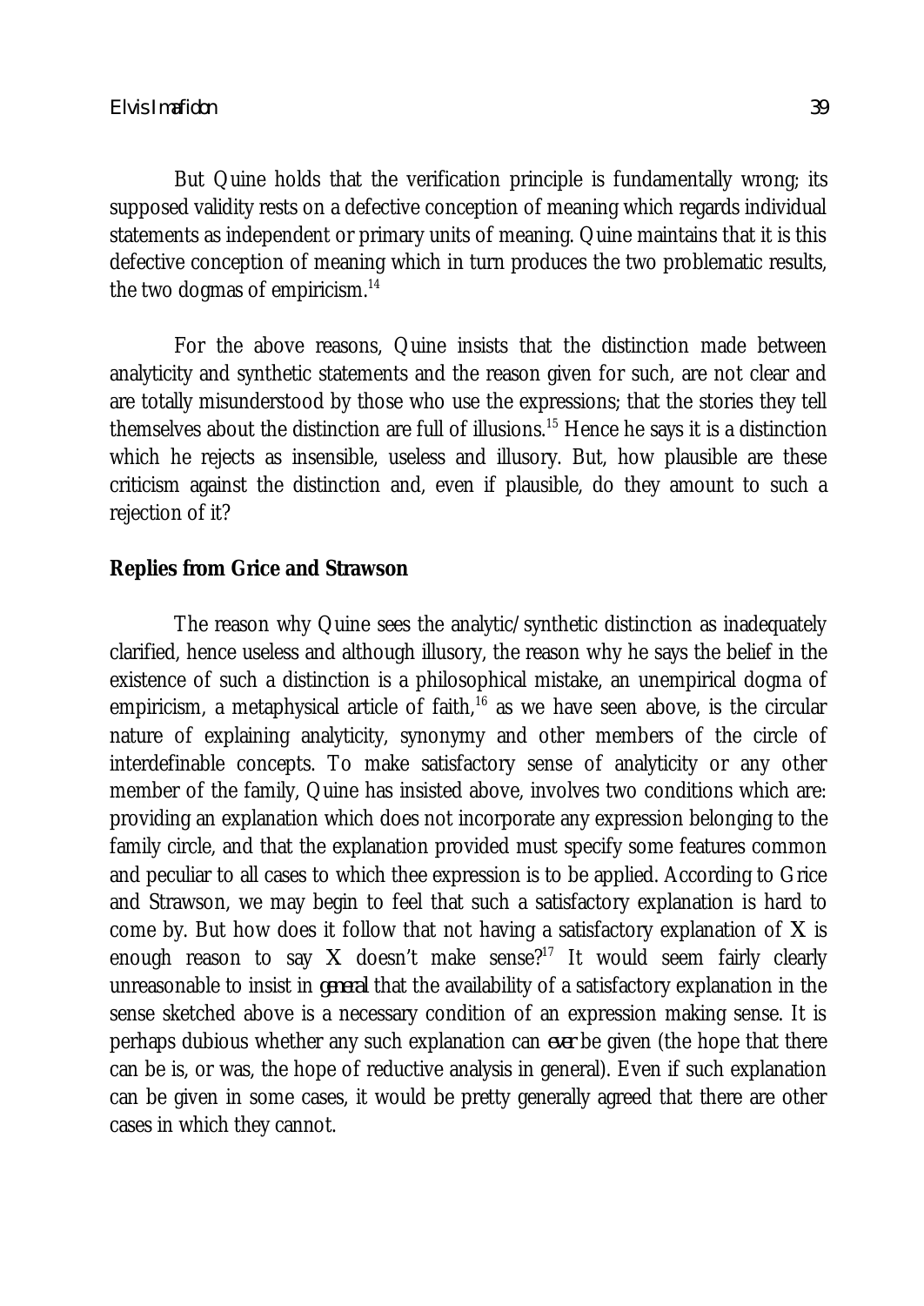But Quine holds that the verification principle is fundamentally wrong; its supposed validity rests on a defective conception of meaning which regards individual statements as independent or primary units of meaning. Quine maintains that it is this defective conception of meaning which in turn produces the two problematic results, the two dogmas of empiricism.[14]

For the above reasons, Quine insists that the distinction made between analyticity and synthetic statements and the reason given for such, are not clear and are totally misunderstood by those who use the expressions; that the stories they tell themselves about the distinction are full of illusions.[15] Hence he says it is a distinction which he rejects as insensible, useless and illusory. But, how plausible are these criticism against the distinction and, even if plausible, do they amount to such a rejection of it?

**Replies from Grice and Strawson**

The reason why Quine sees the analytic/synthetic distinction as inadequately clarified, hence useless and although illusory, the reason why he says the belief in the existence of such a distinction is a philosophical mistake, an unempirical dogma of empiricism, a metaphysical article of faith,[16] as we have seen above, is the circular nature of explaining analyticity, synonymy and other members of the circle of interdefinable concepts. To make satisfactory sense of analyticity or any other member of the family, Quine has insisted above, involves two conditions which are: providing an explanation which does not incorporate any expression belonging to the family circle, and that the explanation provided must specify some features common and peculiar to all cases to which thee expression is to be applied. According to Grice and Strawson, we may begin to feel that such a satisfactory explanation is hard to come by. But how does it follow that not having a satisfactory explanation of X is enough reason to say X doesn't make sense?[17] It would seem fairly clearly unreasonable to insist in *general* that the availability of a satisfactory explanation in the sense sketched above is a necessary condition of an expression making sense. It is perhaps dubious whether any such explanation can *ever* be given (the hope that there can be is, or was, the hope of reductive analysis in general). Even if such explanation can be given in some cases, it would be pretty generally agreed that there are other cases in which they cannot.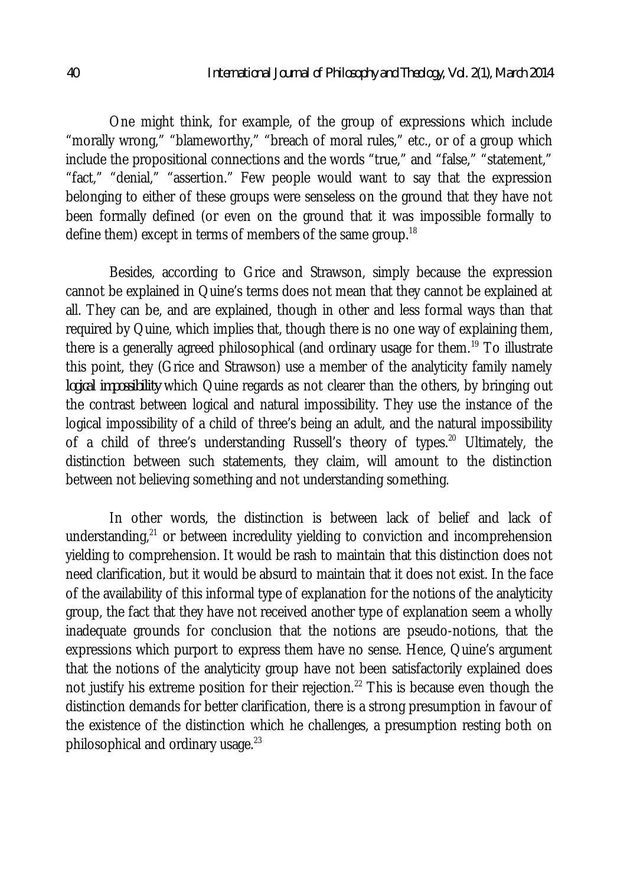One might think, for example, of the group of expressions which include "morally wrong," "blameworthy," "breach of moral rules," etc., or of a group which include the propositional connections and the words "true," and "false," "statement," "fact," "denial," "assertion." Few people would want to say that the expression belonging to either of these groups were senseless on the ground that they have not been formally defined (or even on the ground that it was impossible formally to define them) except in terms of members of the same group.[18]

Besides, according to Grice and Strawson, simply because the expression cannot be explained in Quine's terms does not mean that they cannot be explained at all. They can be, and are explained, though in other and less formal ways than that required by Quine, which implies that, though there is no one way of explaining them, there is a generally agreed philosophical (and ordinary usage for them.[19] To illustrate this point, they (Grice and Strawson) use a member of the analyticity family namely *logical impossibility* which Quine regards as not clearer than the others, by bringing out the contrast between logical and natural impossibility. They use the instance of the logical impossibility of a child of three's being an adult, and the natural impossibility of a child of three's understanding Russell's theory of types.[20] Ultimately, the distinction between such statements, they claim, will amount to the distinction between not believing something and not understanding something.

In other words, the distinction is between lack of belief and lack of understanding,[21] or between incredulity yielding to conviction and incomprehension yielding to comprehension. It would be rash to maintain that this distinction does not need clarification, but it would be absurd to maintain that it does not exist. In the face of the availability of this informal type of explanation for the notions of the analyticity group, the fact that they have not received another type of explanation seem a wholly inadequate grounds for conclusion that the notions are pseudo-notions, that the expressions which purport to express them have no sense. Hence, Quine's argument that the notions of the analyticity group have not been satisfactorily explained does not justify his extreme position for their rejection.[22] This is because even though the distinction demands for better clarification, there is a strong presumption in favour of the existence of the distinction which he challenges, a presumption resting both on philosophical and ordinary usage.[23]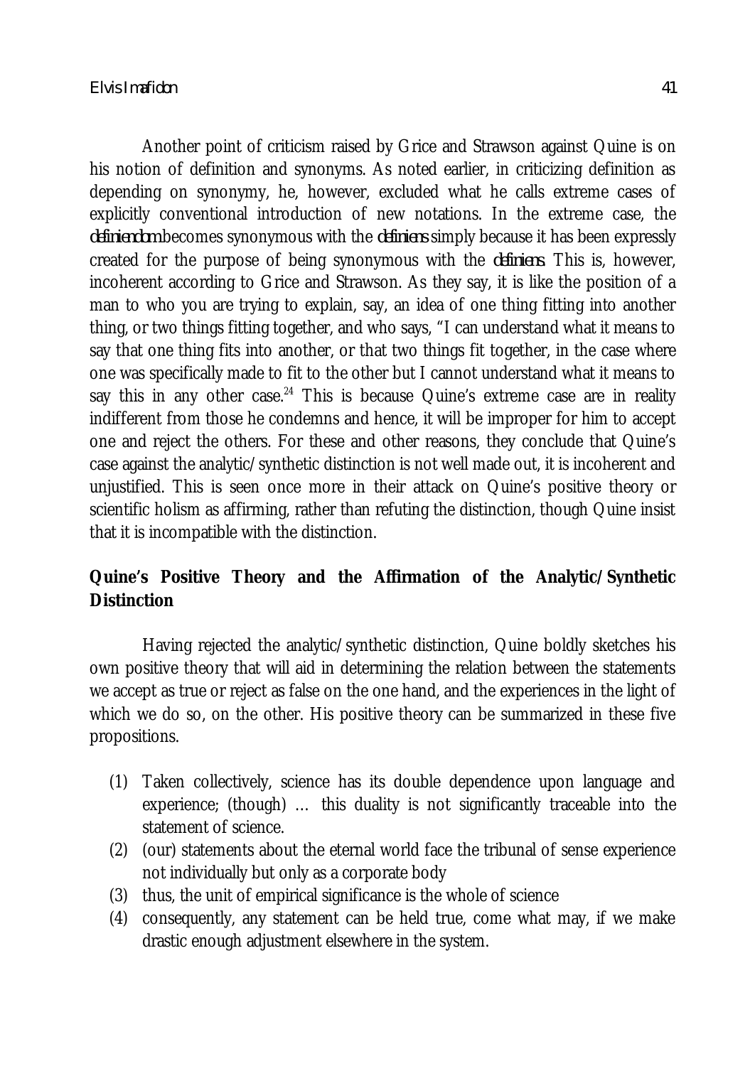Another point of criticism raised by Grice and Strawson against Quine is on his notion of definition and synonyms. As noted earlier, in criticizing definition as depending on synonymy, he, however, excluded what he calls extreme cases of explicitly conventional introduction of new notations. In the extreme case, the *definiendom* becomes synonymous with the *definiens* simply because it has been expressly created for the purpose of being synonymous with the *definiens*. This is, however, incoherent according to Grice and Strawson. As they say, it is like the position of a man to who you are trying to explain, say, an idea of one thing fitting into another thing, or two things fitting together, and who says, "I can understand what it means to say that one thing fits into another, or that two things fit together, in the case where one was specifically made to fit to the other but I cannot understand what it means to say this in any other case.[24] This is because Quine's extreme case are in reality indifferent from those he condemns and hence, it will be improper for him to accept one and reject the others. For these and other reasons, they conclude that Quine's case against the analytic/synthetic distinction is not well made out, it is incoherent and unjustified. This is seen once more in their attack on Quine's positive theory or scientific holism as affirming, rather than refuting the distinction, though Quine insist that it is incompatible with the distinction.

## Quine's Positive Theory and the Affirmation of the Analytic/Synthetic Distinction

Having rejected the analytic/synthetic distinction, Quine boldly sketches his own positive theory that will aid in determining the relation between the statements we accept as true or reject as false on the one hand, and the experiences in the light of which we do so, on the other. His positive theory can be summarized in these five propositions.

(1) Taken collectively, science has its double dependence upon language and experience; (though) … this duality is not significantly traceable into the statement of science.
(2) (our) statements about the eternal world face the tribunal of sense experience not individually but only as a corporate body
(3) thus, the unit of empirical significance is the whole of science
(4) consequently, any statement can be held true, come what may, if we make drastic enough adjustment elsewhere in the system.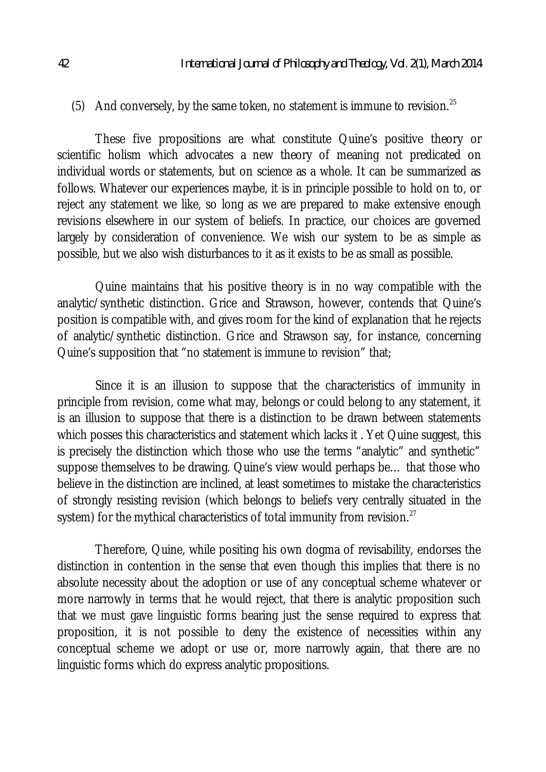(5) And conversely, by the same token, no statement is immune to revision.[25]

These five propositions are what constitute Quine's positive theory or scientific holism which advocates a new theory of meaning not predicated on individual words or statements, but on science as a whole. It can be summarized as follows. Whatever our experiences maybe, it is in principle possible to hold on to, or reject any statement we like, so long as we are prepared to make extensive enough revisions elsewhere in our system of beliefs. In practice, our choices are governed largely by consideration of convenience. We wish our system to be as simple as possible, but we also wish disturbances to it as it exists to be as small as possible.

Quine maintains that his positive theory is in no way compatible with the analytic/synthetic distinction. Grice and Strawson, however, contends that Quine's position is compatible with, and gives room for the kind of explanation that he rejects of analytic/synthetic distinction. Grice and Strawson say, for instance, concerning Quine's supposition that "no statement is immune to revision" that;

Since it is an illusion to suppose that the characteristics of immunity in principle from revision, come what may, belongs or could belong to any statement, it is an illusion to suppose that there is a distinction to be drawn between statements which posses this characteristics and statement which lacks it . Yet Quine suggest, this is precisely the distinction which those who use the terms "analytic" and synthetic" suppose themselves to be drawing. Quine's view would perhaps be… that those who believe in the distinction are inclined, at least sometimes to mistake the characteristics of strongly resisting revision (which belongs to beliefs very centrally situated in the system) for the mythical characteristics of total immunity from revision.[27]

Therefore, Quine, while positing his own dogma of revisability, endorses the distinction in contention in the sense that even though this implies that there is no absolute necessity about the adoption or use of any conceptual scheme whatever or more narrowly in terms that he would reject, that there is analytic proposition such that we must gave linguistic forms bearing just the sense required to express that proposition, it is not possible to deny the existence of necessities within any conceptual scheme we adopt or use or, more narrowly again, that there are no linguistic forms which do express analytic propositions.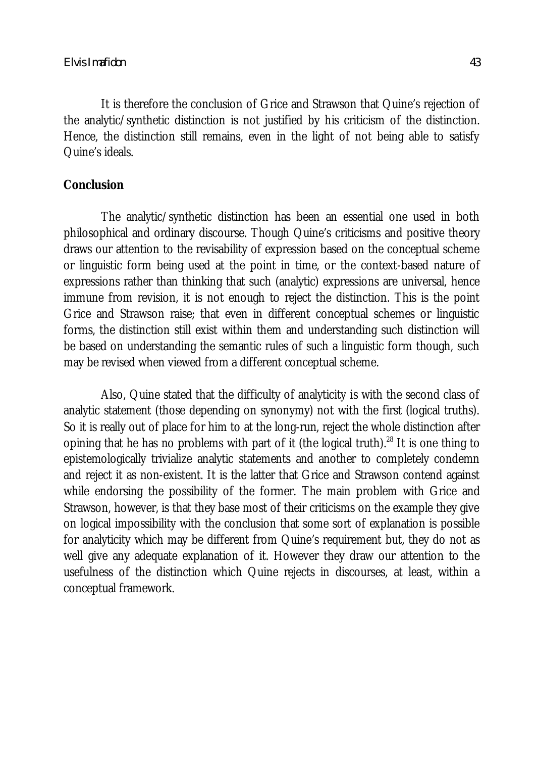It is therefore the conclusion of Grice and Strawson that Quine's rejection of the analytic/synthetic distinction is not justified by his criticism of the distinction. Hence, the distinction still remains, even in the light of not being able to satisfy Quine's ideals.

## Conclusion

The analytic/synthetic distinction has been an essential one used in both philosophical and ordinary discourse. Though Quine's criticisms and positive theory draws our attention to the revisability of expression based on the conceptual scheme or linguistic form being used at the point in time, or the context-based nature of expressions rather than thinking that such (analytic) expressions are universal, hence immune from revision, it is not enough to reject the distinction. This is the point Grice and Strawson raise; that even in different conceptual schemes or linguistic forms, the distinction still exist within them and understanding such distinction will be based on understanding the semantic rules of such a linguistic form though, such may be revised when viewed from a different conceptual scheme.

Also, Quine stated that the difficulty of analyticity is with the second class of analytic statement (those depending on synonymy) not with the first (logical truths). So it is really out of place for him to at the long-run, reject the whole distinction after opining that he has no problems with part of it (the logical truth).[28] It is one thing to epistemologically trivialize analytic statements and another to completely condemn and reject it as non-existent. It is the latter that Grice and Strawson contend against while endorsing the possibility of the former. The main problem with Grice and Strawson, however, is that they base most of their criticisms on the example they give on logical impossibility with the conclusion that some sort of explanation is possible for analyticity which may be different from Quine's requirement but, they do not as well give any adequate explanation of it. However they draw our attention to the usefulness of the distinction which Quine rejects in discourses, at least, within a conceptual framework.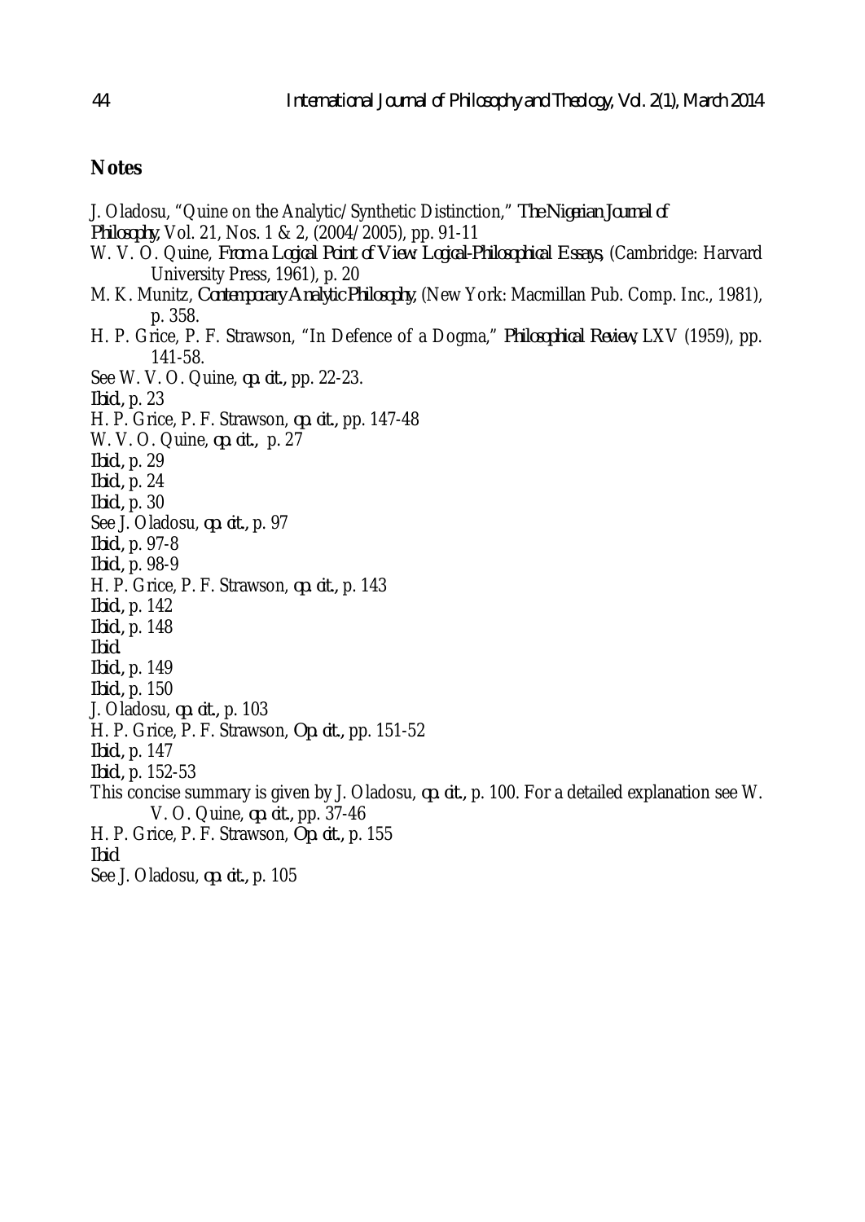## Notes

J. Oladosu, "Quine on the Analytic/Synthetic Distinction," *The Nigerian Journal of Philosophy*, Vol. 21, Nos. 1 & 2, (2004/2005), pp. 91-11

W. V. O. Quine, *From a Logical Point of View: Logical-Philosophical Essays*, (Cambridge: Harvard University Press, 1961), p. 20

M. K. Munitz, *Contemporary Analytic Philosophy*, (New York: Macmillan Pub. Comp. Inc., 1981), p. 358.

H. P. Grice, P. F. Strawson, "In Defence of a Dogma," *Philosophical Review*, LXV (1959), pp. 141-58.

See W. V. O. Quine, *op. cit.*, pp. 22-23.

*Ibid.*, p. 23

H. P. Grice, P. F. Strawson, *op. cit.*, pp. 147-48

W. V. O. Quine, *op. cit.*, p. 27

*Ibid.*, p. 29

*Ibid.*, p. 24

*Ibid.*, p. 30

See J. Oladosu, *op. cit.*, p. 97

*Ibid.*, p. 97-8

*Ibid.*, p. 98-9

H. P. Grice, P. F. Strawson, *op. cit.*, p. 143

*Ibid.*, p. 142

*Ibid.*, p. 148

*Ibid.*

*Ibid.*, p. 149

*Ibid.*, p. 150

J. Oladosu, *op. cit.*, p. 103

H. P. Grice, P. F. Strawson, *Op. cit.*, pp. 151-52

*Ibid.*, p. 147

*Ibid.*, p. 152-53

This concise summary is given by J. Oladosu, *op. cit.*, p. 100. For a detailed explanation see W. V. O. Quine, *op. cit.*, pp. 37-46

H. P. Grice, P. F. Strawson, *Op. cit.*, p. 155

*Ibid.*

See J. Oladosu, *op. cit.*, p. 105